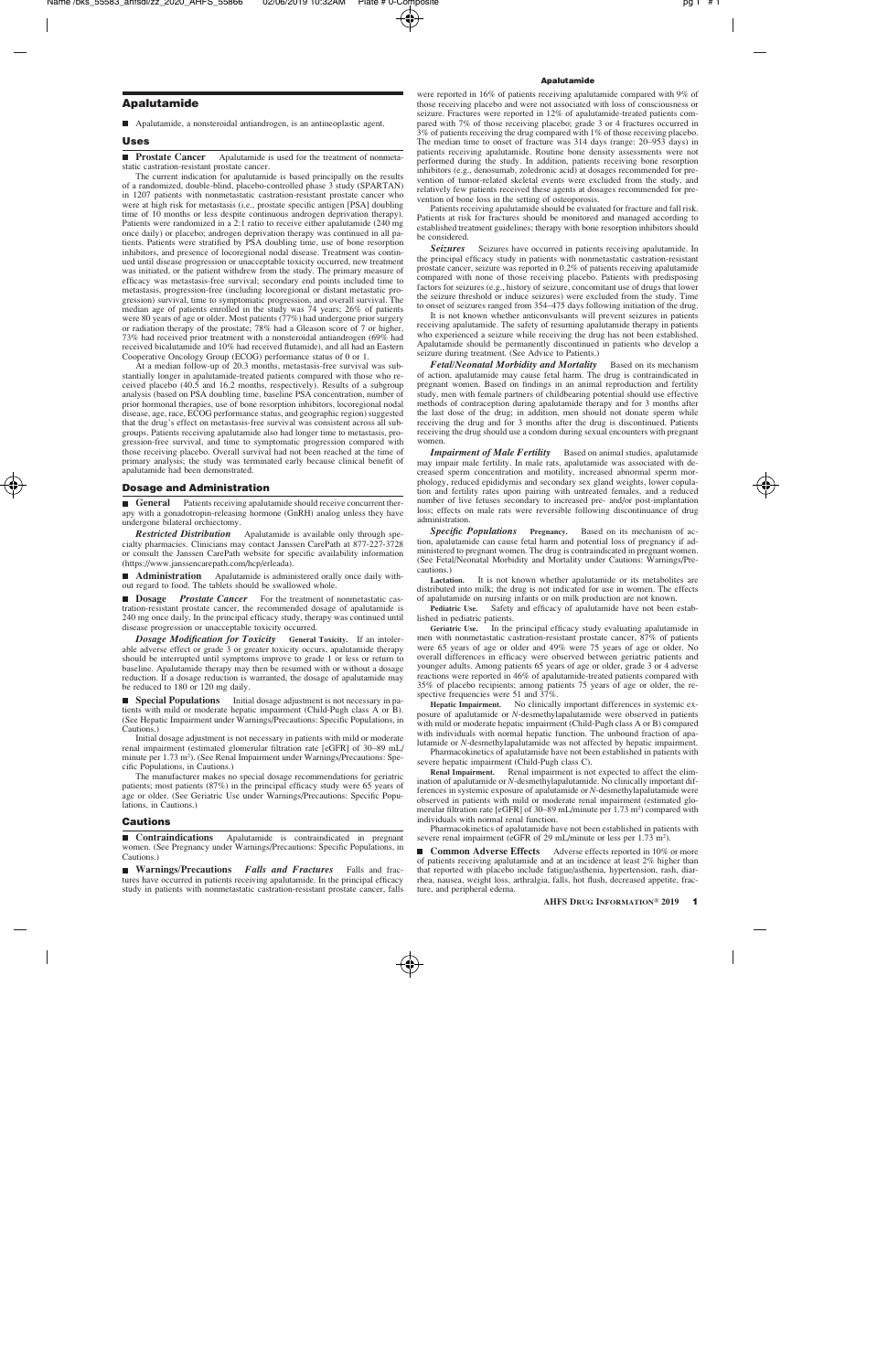# Apalutamide

- Apalutamide, a nonsteroidal antiandrogen, is an antineoplastic agent.

## Uses

**Prostate Cancer** Apalutamide is used for the treatment of nonmetastatic castration-resistant prostate cancer.

The current indication for apalutamide is based principally on the results of a randomized, double-blind, placebo-controlled phase 3 study (SPARTAN) in 1207 patients with nonmetastatic castration-resistant prostate cancer who were at high risk for metastasis (i.e., prostate specific antigen [PSA] doubling time of 10 months or less despite continuous androgen deprivation therapy). Patients were randomized in a 2:1 ratio to receive either apalutamide (240 mg once daily) or placebo; androgen deprivation therapy was continued in all patients. Patients were stratified by PSA doubling time, use of bone resorption inhibitors, and presence of locoregional nodal disease. Treatment was continued until disease progression or unacceptable toxicity occurred, new treatment was initiated, or the patient withdrew from the study. The primary measure of efficacy was metastasis-free survival; secondary end points included time to metastasis, progression-free (including locoregional or distant metastatic progression) survival, time to symptomatic progression, and overall survival. The median age of patients enrolled in the study was 74 years; 26% of patients were 80 years of age or older. Most patients (77%) had undergone prior surgery or radiation therapy of the prostate; 78% had a Gleason score of 7 or higher, 73% had received prior treatment with a nonsteroidal antiandrogen (69% had received bicalutamide and 10% had received flutamide), and all had an Eastern Cooperative Oncology Group (ECOG) performance status of 0 or 1.

At a median follow-up of 20.3 months, metastasis-free survival was substantially longer in apalutamide-treated patients compared with those who received placebo (40.5 and 16.2 months, respectively). Results of a subgroup analysis (based on PSA doubling time, baseline PSA concentration, number of prior hormonal therapies, use of bone resorption inhibitors, locoregional nodal disease, age, race, ECOG performance status, and geographic region) suggested that the drug's effect on metastasis-free survival was consistent across all subgroups. Patients receiving apalutamide also had longer time to metastasis, progression-free survival, and time to symptomatic progression compared with those receiving placebo. Overall survival had not been reached at the time of primary analysis; the study was terminated early because clinical benefit of apalutamide had been demonstrated.

## Dosage and Administration

**General** Patients receiving apalutamide should receive concurrent therapy with a gonadotropin-releasing hormone (GnRH) analog unless they have undergone bilateral orchiectomy.

***Restricted Distribution*** Apalutamide is available only through specialty pharmacies. Clinicians may contact Janssen CarePath at 877-227-3728 or consult the Janssen CarePath website for specific availability information (https://www.janssencarepath.com/hcp/erleada).

**Administration** Apalutamide is administered orally once daily without regard to food. The tablets should be swallowed whole.

**Dosage** ***Prostate Cancer*** For the treatment of nonmetastatic castration-resistant prostate cancer, the recommended dosage of apalutamide is 240 mg once daily. In the principal efficacy study, therapy was continued until disease progression or unacceptable toxicity occurred.

***Dosage Modification for Toxicity*** **General Toxicity.** If an intolerable adverse effect or grade 3 or greater toxicity occurs, apalutamide therapy should be interrupted until symptoms improve to grade 1 or less or return to baseline. Apalutamide therapy may then be resumed with or without a dosage reduction. If a dosage reduction is warranted, the dosage of apalutamide may be reduced to 180 or 120 mg daily.

**Special Populations** Initial dosage adjustment is not necessary in patients with mild or moderate hepatic impairment (Child-Pugh class A or B). (See Hepatic Impairment under Warnings/Precautions: Specific Populations, in Cautions.)

Initial dosage adjustment is not necessary in patients with mild or moderate renal impairment (estimated glomerular filtration rate [eGFR] of 30–89 mL/minute per 1.73 $m^2$). (See Renal Impairment under Warnings/Precautions: Specific Populations, in Cautions.)

The manufacturer makes no special dosage recommendations for geriatric patients; most patients (87%) in the principal efficacy study were 65 years of age or older. (See Geriatric Use under Warnings/Precautions: Specific Populations, in Cautions.)

## Cautions

**Contraindications** Apalutamide is contraindicated in pregnant women. (See Pregnancy under Warnings/Precautions: Specific Populations, in Cautions.)

**Warnings/Precautions** ***Falls and Fractures*** Falls and fractures have occurred in patients receiving apalutamide. In the principal efficacy study in patients with nonmetastatic castration-resistant prostate cancer, falls were reported in 16% of patients receiving apalutamide compared with 9% of those receiving placebo and were not associated with loss of consciousness or seizure. Fractures were reported in 12% of apalutamide-treated patients compared with 7% of those receiving placebo; grade 3 or 4 fractures occurred in 3% of patients receiving the drug compared with 1% of those receiving placebo. The median time to onset of fracture was 314 days (range: 20–953 days) in patients receiving apalutamide. Routine bone density assessments were not performed during the study. In addition, patients receiving bone resorption inhibitors (e.g., denosumab, zoledronic acid) at dosages recommended for prevention of tumor-related skeletal events were excluded from the study, and relatively few patients received these agents at dosages recommended for prevention of bone loss in the setting of osteoporosis.

Patients receiving apalutamide should be evaluated for fracture and fall risk. Patients at risk for fractures should be monitored and managed according to established treatment guidelines; therapy with bone resorption inhibitors should be considered.

***Seizures*** Seizures have occurred in patients receiving apalutamide. In the principal efficacy study in patients with nonmetastatic castration-resistant prostate cancer, seizure was reported in 0.2% of patients receiving apalutamide compared with none of those receiving placebo. Patients with predisposing factors for seizures (e.g., history of seizure, concomitant use of drugs that lower the seizure threshold or induce seizures) were excluded from the study. Time to onset of seizures ranged from 354–475 days following initiation of the drug.

It is not known whether anticonvulsants will prevent seizures in patients receiving apalutamide. The safety of resuming apalutamide therapy in patients who experienced a seizure while receiving the drug has not been established. Apalutamide should be permanently discontinued in patients who develop a seizure during treatment. (See Advice to Patients.)

***Fetal/Neonatal Morbidity and Mortality*** Based on its mechanism of action, apalutamide may cause fetal harm. The drug is contraindicated in pregnant women. Based on findings in an animal reproduction and fertility study, men with female partners of childbearing potential should use effective methods of contraception during apalutamide therapy and for 3 months after the last dose of the drug; in addition, men should not donate sperm while receiving the drug and for 3 months after the drug is discontinued. Patients receiving the drug should use a condom during sexual encounters with pregnant women.

***Impairment of Male Fertility*** Based on animal studies, apalutamide may impair male fertility. In male rats, apalutamide was associated with decreased sperm concentration and motility, increased abnormal sperm morphology, reduced epididymis and secondary sex gland weights, lower copulation and fertility rates upon pairing with untreated females, and a reduced number of live fetuses secondary to increased pre- and/or post-implantation loss; effects on male rats were reversible following discontinuance of drug administration.

***Specific Populations*** **Pregnancy.** Based on its mechanism of action, apalutamide can cause fetal harm and potential loss of pregnancy if administered to pregnant women. The drug is contraindicated in pregnant women. (See Fetal/Neonatal Morbidity and Mortality under Cautions: Warnings/Precautions.)

**Lactation.** It is not known whether apalutamide or its metabolites are distributed into milk; the drug is not indicated for use in women. The effects of apalutamide on nursing infants or on milk production are not known.

**Pediatric Use.** Safety and efficacy of apalutamide have not been established in pediatric patients.

**Geriatric Use.** In the principal efficacy study evaluating apalutamide in men with nonmetastatic castration-resistant prostate cancer, 87% of patients were 65 years of age or older and 49% were 75 years of age or older. No overall differences in efficacy were observed between geriatric patients and younger adults. Among patients 65 years of age or older, grade 3 or 4 adverse reactions were reported in 46% of apalutamide-treated patients compared with 35% of placebo recipients; among patients 75 years of age or older, the respective frequencies were 51 and 37%.

**Hepatic Impairment.** No clinically important differences in systemic exposure of apalutamide or *N*-desmethylapalutamide were observed in patients with mild or moderate hepatic impairment (Child-Pugh class A or B) compared with individuals with normal hepatic function. The unbound fraction of apalutamide or *N*-desmethylapalutamide was not affected by hepatic impairment.

Pharmacokinetics of apalutamide have not been established in patients with severe hepatic impairment (Child-Pugh class C).

**Renal Impairment.** Renal impairment is not expected to affect the elimination of apalutamide or *N*-desmethylapalutamide. No clinically important differences in systemic exposure of apalutamide or *N*-desmethylapalutamide were observed in patients with mild or moderate renal impairment (estimated glomerular filtration rate [eGFR] of 30–89 mL/minute per 1.73 $m^2$) compared with individuals with normal renal function.

Pharmacokinetics of apalutamide have not been established in patients with severe renal impairment (eGFR of 29 mL/minute or less per 1.73 $m^2$).

**Common Adverse Effects** Adverse effects reported in 10% or more of patients receiving apalutamide and at an incidence at least 2% higher than that reported with placebo include fatigue/asthenia, hypertension, rash, diarrhea, nausea, weight loss, arthralgia, falls, hot flush, decreased appetite, fracture, and peripheral edema.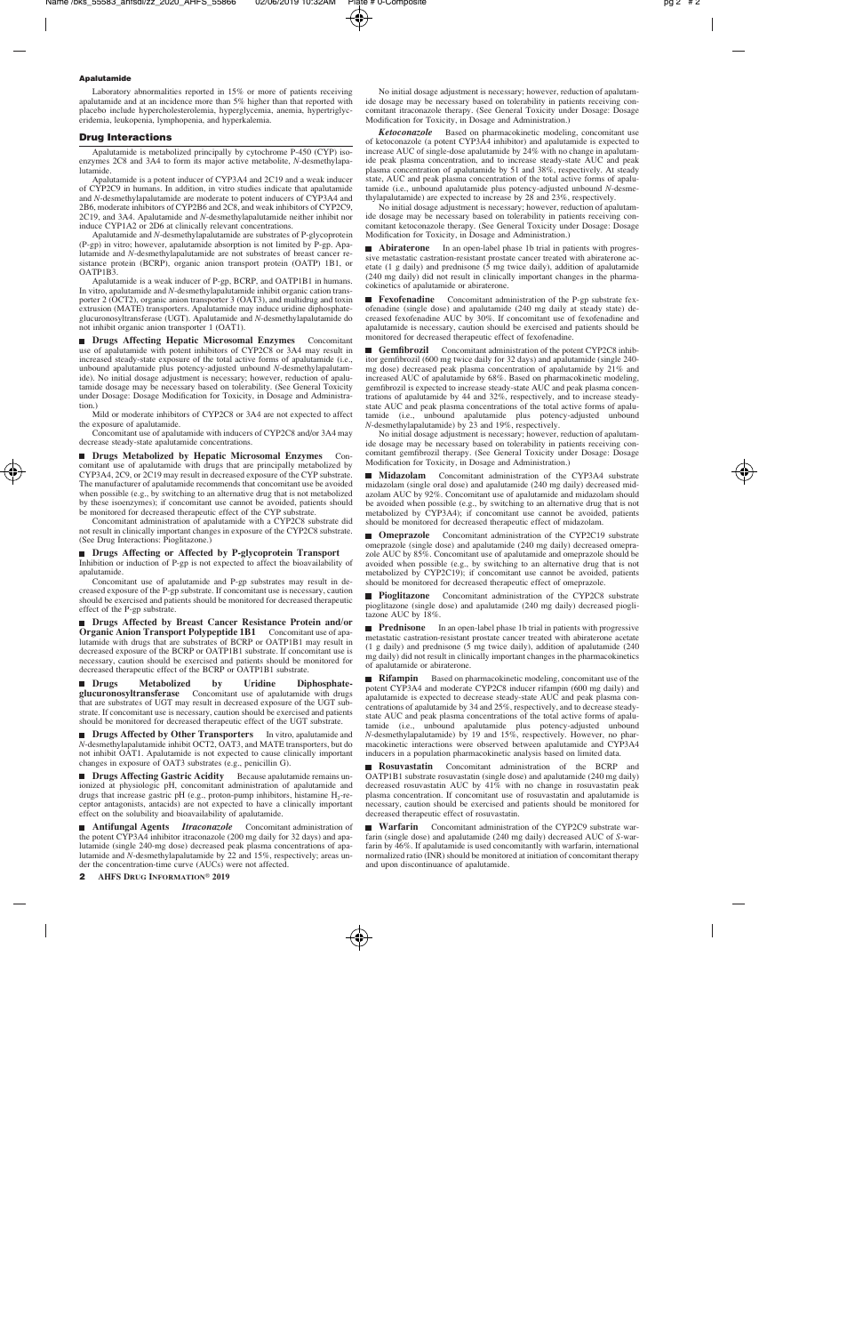Laboratory abnormalities reported in 15% or more of patients receiving apalutamide and at an incidence more than 5% higher than that reported with placebo include hypercholesterolemia, hyperglycemia, anemia, hypertriglyceridemia, leukopenia, lymphopenia, and hyperkalemia.

## Drug Interactions

Apalutamide is metabolized principally by cytochrome P-450 (CYP) isoenzymes 2C8 and 3A4 to form its major active metabolite, *N*-desmethylapalutamide.

Apalutamide is a potent inducer of CYP3A4 and 2C19 and a weak inducer of CYP2C9 in humans. In addition, in vitro studies indicate that apalutamide and *N*-desmethylapalutamide are moderate to potent inducers of CYP3A4 and 2B6, moderate inhibitors of CYP2B6 and 2C8, and weak inhibitors of CYP2C9, 2C19, and 3A4. Apalutamide and *N*-desmethylapalutamide neither inhibit nor induce CYP1A2 or 2D6 at clinically relevant concentrations.

Apalutamide and *N*-desmethylapalutamide are substrates of P-glycoprotein (P-gp) in vitro; however, apalutamide absorption is not limited by P-gp. Apalutamide and *N*-desmethylapalutamide are not substrates of breast cancer resistance protein (BCRP), organic anion transport protein (OATP) 1B1, or OATP1B3.

Apalutamide is a weak inducer of P-gp, BCRP, and OATP1B1 in humans. In vitro, apalutamide and *N*-desmethylapalutamide inhibit organic cation transporter 2 (OCT2), organic anion transporter 3 (OAT3), and multidrug and toxin extrusion (MATE) transporters. Apalutamide may induce uridine diphosphate-glucuronosyltransferase (UGT). Apalutamide and *N*-desmethylapalutamide do not inhibit organic anion transporter 1 (OAT1).

■ **Drugs Affecting Hepatic Microsomal Enzymes** Concomitant use of apalutamide with potent inhibitors of CYP2C8 or 3A4 may result in increased steady-state exposure of the total active forms of apalutamide (i.e., unbound apalutamide plus potency-adjusted unbound *N*-desmethylapalutamide). No initial dosage adjustment is necessary; however, reduction of apalutamide dosage may be necessary based on tolerability. (See General Toxicity under Dosage: Dosage Modification for Toxicity, in Dosage and Administration.)

Mild or moderate inhibitors of CYP2C8 or 3A4 are not expected to affect the exposure of apalutamide.

Concomitant use of apalutamide with inducers of CYP2C8 and/or 3A4 may decrease steady-state apalutamide concentrations.

■ **Drugs Metabolized by Hepatic Microsomal Enzymes** Concomitant use of apalutamide with drugs that are principally metabolized by CYP3A4, 2C9, or 2C19 may result in decreased exposure of the CYP substrate. The manufacturer of apalutamide recommends that concomitant use be avoided when possible (e.g., by switching to an alternative drug that is not metabolized by these isoenzymes); if concomitant use cannot be avoided, patients should be monitored for decreased therapeutic effect of the CYP substrate.

Concomitant administration of apalutamide with a CYP2C8 substrate did not result in clinically important changes in exposure of the CYP2C8 substrate. (See Drug Interactions: Pioglitazone.)

■ **Drugs Affecting or Affected by P-glycoprotein Transport** Inhibition or induction of P-gp is not expected to affect the bioavailability of apalutamide.

Concomitant use of apalutamide and P-gp substrates may result in decreased exposure of the P-gp substrate. If concomitant use is necessary, caution should be exercised and patients should be monitored for decreased therapeutic effect of the P-gp substrate.

■ **Drugs Affected by Breast Cancer Resistance Protein and/or Organic Anion Transport Polypeptide 1B1** Concomitant use of apalutamide with drugs that are substrates of BCRP or OATP1B1 may result in decreased exposure of the BCRP or OATP1B1 substrate. If concomitant use is necessary, caution should be exercised and patients should be monitored for decreased therapeutic effect of the BCRP or OATP1B1 substrate.

■ **Drugs Metabolized by Uridine Diphosphate-glucuronosyltransferase** Concomitant use of apalutamide with drugs that are substrates of UGT may result in decreased exposure of the UGT substrate. If concomitant use is necessary, caution should be exercised and patients should be monitored for decreased therapeutic effect of the UGT substrate.

■ **Drugs Affected by Other Transporters** In vitro, apalutamide and *N*-desmethylapalutamide inhibit OCT2, OAT3, and MATE transporters, but do not inhibit OAT1. Apalutamide is not expected to cause clinically important changes in exposure of OAT3 substrates (e.g., penicillin G).

■ **Drugs Affecting Gastric Acidity** Because apalutamide remains unionized at physiologic pH, concomitant administration of apalutamide and drugs that increase gastric pH (e.g., proton-pump inhibitors, histamine $H_2$-receptor antagonists, antacids) are not expected to have a clinically important effect on the solubility and bioavailability of apalutamide.

■ **Antifungal Agents** ***Itraconazole*** Concomitant administration of the potent CYP3A4 inhibitor itraconazole (200 mg daily for 32 days) and apalutamide (single 240-mg dose) decreased peak plasma concentrations of apalutamide and *N*-desmethylapalutamide by 22 and 15%, respectively; areas under the concentration-time curve (AUCs) were not affected.

No initial dosage adjustment is necessary; however, reduction of apalutamide dosage may be necessary based on tolerability in patients receiving concomitant itraconazole therapy. (See General Toxicity under Dosage: Dosage Modification for Toxicity, in Dosage and Administration.)

***Ketoconazole*** Based on pharmacokinetic modeling, concomitant use of ketoconazole (a potent CYP3A4 inhibitor) and apalutamide is expected to increase AUC of single-dose apalutamide by 24% with no change in apalutamide peak plasma concentration, and to increase steady-state AUC and peak plasma concentration of apalutamide by 51 and 38%, respectively. At steady state, AUC and peak plasma concentration of the total active forms of apalutamide (i.e., unbound apalutamide plus potency-adjusted unbound *N*-desmethylapalutamide) are expected to increase by 28 and 23%, respectively.

No initial dosage adjustment is necessary; however, reduction of apalutamide dosage may be necessary based on tolerability in patients receiving concomitant ketoconazole therapy. (See General Toxicity under Dosage: Dosage Modification for Toxicity, in Dosage and Administration.)

■ **Abiraterone** In an open-label phase 1b trial in patients with progressive metastatic castration-resistant prostate cancer treated with abiraterone acetate (1 g daily) and prednisone (5 mg twice daily), addition of apalutamide (240 mg daily) did not result in clinically important changes in the pharmacokinetics of apalutamide or abiraterone.

■ **Fexofenadine** Concomitant administration of the P-gp substrate fexofenadine (single dose) and apalutamide (240 mg daily at steady state) decreased fexofenadine AUC by 30%. If concomitant use of fexofenadine and apalutamide is necessary, caution should be exercised and patients should be monitored for decreased therapeutic effect of fexofenadine.

■ **Gemfibrozil** Concomitant administration of the potent CYP2C8 inhibitor gemfibrozil (600 mg twice daily for 32 days) and apalutamide (single 240-mg dose) decreased peak plasma concentration of apalutamide by 21% and increased AUC of apalutamide by 68%. Based on pharmacokinetic modeling, gemfibrozil is expected to increase steady-state AUC and peak plasma concentrations of apalutamide by 44 and 32%, respectively, and to increase steady-state AUC and peak plasma concentrations of the total active forms of apalutamide (i.e., unbound apalutamide plus potency-adjusted unbound *N*-desmethylapalutamide) by 23 and 19%, respectively.

No initial dosage adjustment is necessary; however, reduction of apalutamide dosage may be necessary based on tolerability in patients receiving concomitant gemfibrozil therapy. (See General Toxicity under Dosage: Dosage Modification for Toxicity, in Dosage and Administration.)

■ **Midazolam** Concomitant administration of the CYP3A4 substrate midazolam (single oral dose) and apalutamide (240 mg daily) decreased midazolam AUC by 92%. Concomitant use of apalutamide and midazolam should be avoided when possible (e.g., by switching to an alternative drug that is not metabolized by CYP3A4); if concomitant use cannot be avoided, patients should be monitored for decreased therapeutic effect of midazolam.

■ **Omeprazole** Concomitant administration of the CYP2C19 substrate omeprazole (single dose) and apalutamide (240 mg daily) decreased omeprazole AUC by 85%. Concomitant use of apalutamide and omeprazole should be avoided when possible (e.g., by switching to an alternative drug that is not metabolized by CYP2C19); if concomitant use cannot be avoided, patients should be monitored for decreased therapeutic effect of omeprazole.

■ **Pioglitazone** Concomitant administration of the CYP2C8 substrate pioglitazone (single dose) and apalutamide (240 mg daily) decreased pioglitazone AUC by 18%.

■ **Prednisone** In an open-label phase 1b trial in patients with progressive metastatic castration-resistant prostate cancer treated with abiraterone acetate (1 g daily) and prednisone (5 mg twice daily), addition of apalutamide (240 mg daily) did not result in clinically important changes in the pharmacokinetics of apalutamide or abiraterone.

■ **Rifampin** Based on pharmacokinetic modeling, concomitant use of the potent CYP3A4 and moderate CYP2C8 inducer rifampin (600 mg daily) and apalutamide is expected to decrease steady-state AUC and peak plasma concentrations of apalutamide by 34 and 25%, respectively, and to decrease steady-state AUC and peak plasma concentrations of the total active forms of apalutamide (i.e., unbound apalutamide plus potency-adjusted unbound *N*-desmethylapalutamide) by 19 and 15%, respectively. However, no pharmacokinetic interactions were observed between apalutamide and CYP3A4 inducers in a population pharmacokinetic analysis based on limited data.

■ **Rosuvastatin** Concomitant administration of the BCRP and OATP1B1 substrate rosuvastatin (single dose) and apalutamide (240 mg daily) decreased rosuvastatin AUC by 41% with no change in rosuvastatin peak plasma concentration. If concomitant use of rosuvastatin and apalutamide is necessary, caution should be exercised and patients should be monitored for decreased therapeutic effect of rosuvastatin.

■ **Warfarin** Concomitant administration of the CYP2C9 substrate warfarin (single dose) and apalutamide (240 mg daily) decreased AUC of *S*-warfarin by 46%. If apalutamide is used concomitantly with warfarin, international normalized ratio (INR) should be monitored at initiation of concomitant therapy and upon discontinuance of apalutamide.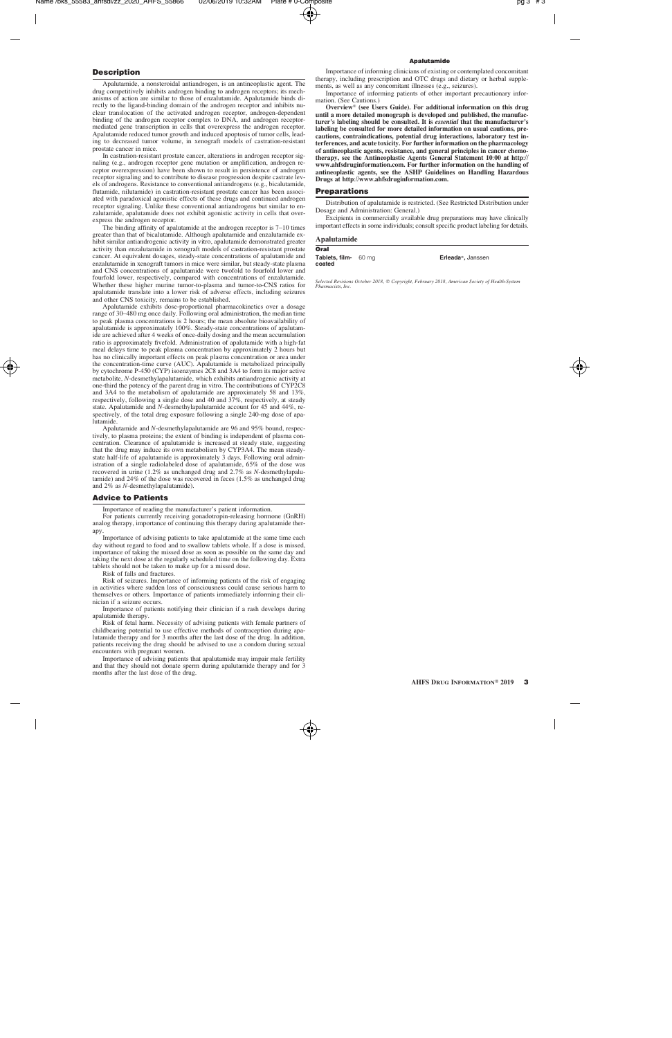## Description

Apalutamide, a nonsteroidal antiandrogen, is an antineoplastic agent. The drug competitively inhibits androgen binding to androgen receptors; its mechanisms of action are similar to those of enzalutamide. Apalutamide binds directly to the ligand-binding domain of the androgen receptor and inhibits nuclear translocation of the activated androgen receptor, androgen-dependent binding of the androgen receptor complex to DNA, and androgen receptor-mediated gene transcription in cells that overexpress the androgen receptor. Apalutamide reduced tumor growth and induced apoptosis of tumor cells, leading to decreased tumor volume, in xenograft models of castration-resistant prostate cancer in mice.

In castration-resistant prostate cancer, alterations in androgen receptor signaling (e.g., androgen receptor gene mutation or amplification, androgen receptor overexpression) have been shown to result in persistence of androgen receptor signaling and to contribute to disease progression despite castrate levels of androgens. Resistance to conventional antiandrogens (e.g., bicalutamide, flutamide, nilutamide) in castration-resistant prostate cancer has been associated with paradoxical agonistic effects of these drugs and continued androgen receptor signaling. Unlike these conventional antiandrogens but similar to enzalutamide, apalutamide does not exhibit agonistic activity in cells that overexpress the androgen receptor.

The binding affinity of apalutamide at the androgen receptor is 7–10 times greater than that of bicalutamide. Although apalutamide and enzalutamide exhibit similar antiandrogenic activity in vitro, apalutamide demonstrated greater activity than enzalutamide in xenograft models of castration-resistant prostate cancer. At equivalent dosages, steady-state concentrations of apalutamide and enzalutamide in xenograft tumors in mice were similar, but steady-state plasma and CNS concentrations of apalutamide were twofold to fourfold lower and fourfold lower, respectively, compared with concentrations of enzalutamide. Whether these higher murine tumor-to-plasma and tumor-to-CNS ratios for apalutamide translate into a lower risk of adverse effects, including seizures and other CNS toxicity, remains to be established.

Apalutamide exhibits dose-proportional pharmacokinetics over a dosage range of 30–480 mg once daily. Following oral administration, the median time to peak plasma concentrations is 2 hours; the mean absolute bioavailability of apalutamide is approximately 100%. Steady-state concentrations of apalutamide are achieved after 4 weeks of once-daily dosing and the mean accumulation ratio is approximately fivefold. Administration of apalutamide with a high-fat meal delays time to peak plasma concentration by approximately 2 hours but has no clinically important effects on peak plasma concentration or area under the concentration-time curve (AUC). Apalutamide is metabolized principally by cytochrome P-450 (CYP) isoenzymes 2C8 and 3A4 to form its major active metabolite, *N*-desmethylapalutamide, which exhibits antiandrogenic activity at one-third the potency of the parent drug in vitro. The contributions of CYP2C8 and 3A4 to the metabolism of apalutamide are approximately 58 and 13%, respectively, following a single dose and 40 and 37%, respectively, at steady state. Apalutamide and *N*-desmethylapalutamide account for 45 and 44%, respectively, of the total drug exposure following a single 240-mg dose of apalutamide.

Apalutamide and *N*-desmethylapalutamide are 96 and 95% bound, respectively, to plasma proteins; the extent of binding is independent of plasma concentration. Clearance of apalutamide is increased at steady state, suggesting that the drug may induce its own metabolism by CYP3A4. The mean steady-state half-life of apalutamide is approximately 3 days. Following oral administration of a single radiolabeled dose of apalutamide, 65% of the dose was recovered in urine (1.2% as unchanged drug and 2.7% as *N*-desmethylapalutamide) and 24% of the dose was recovered in feces (1.5% as unchanged drug and 2% as *N*-desmethylapalutamide).

## Advice to Patients

Importance of reading the manufacturer's patient information.

For patients currently receiving gonadotropin-releasing hormone (GnRH) analog therapy, importance of continuing this therapy during apalutamide therapy.

Importance of advising patients to take apalutamide at the same time each day without regard to food and to swallow tablets whole. If a dose is missed, importance of taking the missed dose as soon as possible on the same day and taking the next dose at the regularly scheduled time on the following day. Extra tablets should not be taken to make up for a missed dose.

Risk of falls and fractures.

Risk of seizures. Importance of informing patients of the risk of engaging in activities where sudden loss of consciousness could cause serious harm to themselves or others. Importance of patients immediately informing their clinician if a seizure occurs.

Importance of patients notifying their clinician if a rash develops during apalutamide therapy.

Risk of fetal harm. Necessity of advising patients with female partners of childbearing potential to use effective methods of contraception during apalutamide therapy and for 3 months after the last dose of the drug. In addition, patients receiving the drug should be advised to use a condom during sexual encounters with pregnant women.

Importance of advising patients that apalutamide may impair male fertility and that they should not donate sperm during apalutamide therapy and for 3 months after the last dose of the drug.

Importance of informing clinicians of existing or contemplated concomitant therapy, including prescription and OTC drugs and dietary or herbal supplements, as well as any concomitant illnesses (e.g., seizures).

Importance of informing patients of other important precautionary information. (See Cautions.)

**Overview® (see Users Guide). For additional information on this drug until a more detailed monograph is developed and published, the manufacturer's labeling should be consulted. It is *essential* that the manufacturer's labeling be consulted for more detailed information on usual cautions, precautions, contraindications, potential drug interactions, laboratory test interferences, and acute toxicity. For further information on the pharmacology of antineoplastic agents, resistance, and general principles in cancer chemotherapy, see the Antineoplastic Agents General Statement 10:00 at http://www.ahfsdruginformation.com. For further information on the handling of antineoplastic agents, see the ASHP Guidelines on Handling Hazardous Drugs at http://www.ahfsdruginformation.com.**

## Preparations

Distribution of apalutamide is restricted. (See Restricted Distribution under Dosage and Administration: General.)

Excipients in commercially available drug preparations may have clinically important effects in some individuals; consult specific product labeling for details.

### Apalutamide

| | | |
|---|---|---|
| **Oral** | | |
| **Tablets, film-coated** | 60 mg | **Erleada®**, Janssen |

*Selected Revisions October 2018, © Copyright, February 2018, American Society of Health-System Pharmacists, Inc.*